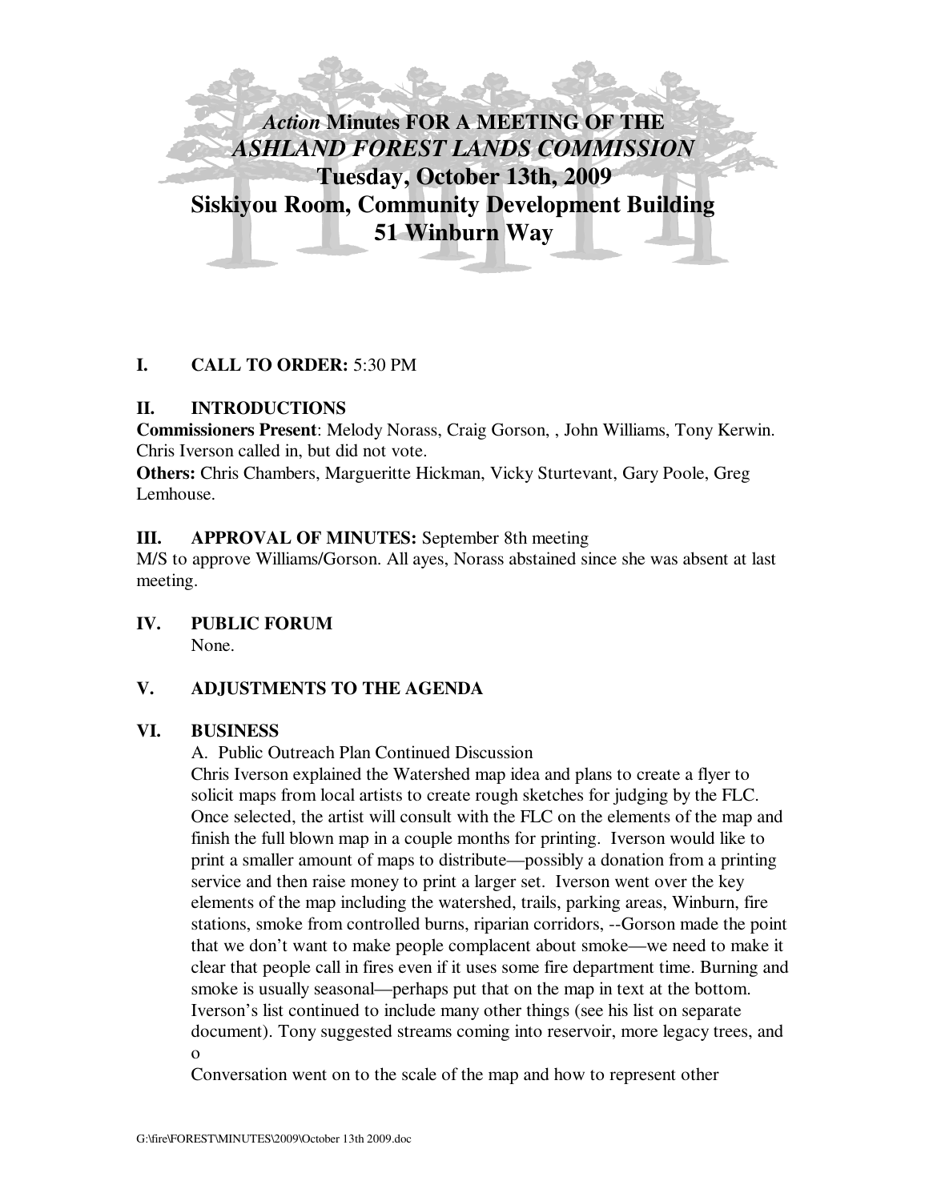# *Action* Minutes FOR A MEETING OF THE *ASHLAND FOREST LANDS COMMISSION*
## Tuesday, October 13th, 2009
## Siskiyou Room, Community Development Building
## 51 Winburn Way

**I. CALL TO ORDER:** 5:30 PM

**II. INTRODUCTIONS**

**Commissioners Present**: Melody Norass, Craig Gorson, , John Williams, Tony Kerwin. Chris Iverson called in, but did not vote.

**Others:** Chris Chambers, Margueritte Hickman, Vicky Sturtevant, Gary Poole, Greg Lemhouse.

**III. APPROVAL OF MINUTES:** September 8th meeting

M/S to approve Williams/Gorson. All ayes, Norass abstained since she was absent at last meeting.

**IV. PUBLIC FORUM**

None.

**V. ADJUSTMENTS TO THE AGENDA**

**VI. BUSINESS**

A. Public Outreach Plan Continued Discussion

Chris Iverson explained the Watershed map idea and plans to create a flyer to solicit maps from local artists to create rough sketches for judging by the FLC. Once selected, the artist will consult with the FLC on the elements of the map and finish the full blown map in a couple months for printing. Iverson would like to print a smaller amount of maps to distribute—possibly a donation from a printing service and then raise money to print a larger set. Iverson went over the key elements of the map including the watershed, trails, parking areas, Winburn, fire stations, smoke from controlled burns, riparian corridors, --Gorson made the point that we don't want to make people complacent about smoke—we need to make it clear that people call in fires even if it uses some fire department time. Burning and smoke is usually seasonal—perhaps put that on the map in text at the bottom. Iverson's list continued to include many other things (see his list on separate document). Tony suggested streams coming into reservoir, more legacy trees, and o

Conversation went on to the scale of the map and how to represent other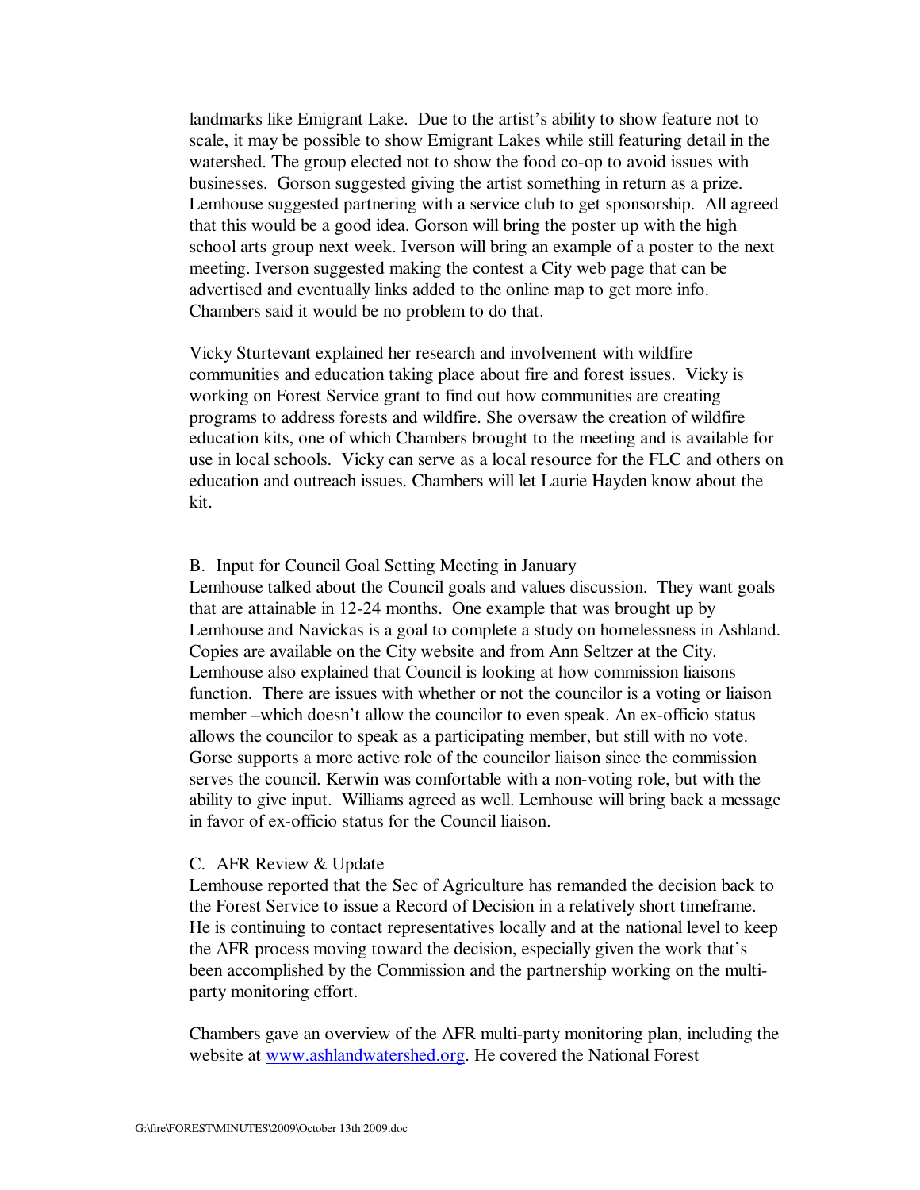landmarks like Emigrant Lake. Due to the artist's ability to show feature not to scale, it may be possible to show Emigrant Lakes while still featuring detail in the watershed. The group elected not to show the food co-op to avoid issues with businesses. Gorson suggested giving the artist something in return as a prize. Lemhouse suggested partnering with a service club to get sponsorship. All agreed that this would be a good idea. Gorson will bring the poster up with the high school arts group next week. Iverson will bring an example of a poster to the next meeting. Iverson suggested making the contest a City web page that can be advertised and eventually links added to the online map to get more info. Chambers said it would be no problem to do that.

Vicky Sturtevant explained her research and involvement with wildfire communities and education taking place about fire and forest issues. Vicky is working on Forest Service grant to find out how communities are creating programs to address forests and wildfire. She oversaw the creation of wildfire education kits, one of which Chambers brought to the meeting and is available for use in local schools. Vicky can serve as a local resource for the FLC and others on education and outreach issues. Chambers will let Laurie Hayden know about the kit.

B. Input for Council Goal Setting Meeting in January

Lemhouse talked about the Council goals and values discussion. They want goals that are attainable in 12-24 months. One example that was brought up by Lemhouse and Navickas is a goal to complete a study on homelessness in Ashland. Copies are available on the City website and from Ann Seltzer at the City. Lemhouse also explained that Council is looking at how commission liaisons function. There are issues with whether or not the councilor is a voting or liaison member –which doesn't allow the councilor to even speak. An ex-officio status allows the councilor to speak as a participating member, but still with no vote. Gorse supports a more active role of the councilor liaison since the commission serves the council. Kerwin was comfortable with a non-voting role, but with the ability to give input. Williams agreed as well. Lemhouse will bring back a message in favor of ex-officio status for the Council liaison.

C. AFR Review & Update

Lemhouse reported that the Sec of Agriculture has remanded the decision back to the Forest Service to issue a Record of Decision in a relatively short timeframe. He is continuing to contact representatives locally and at the national level to keep the AFR process moving toward the decision, especially given the work that's been accomplished by the Commission and the partnership working on the multi-party monitoring effort.

Chambers gave an overview of the AFR multi-party monitoring plan, including the website at [www.ashlandwatershed.org](http://www.ashlandwatershed.org). He covered the National Forest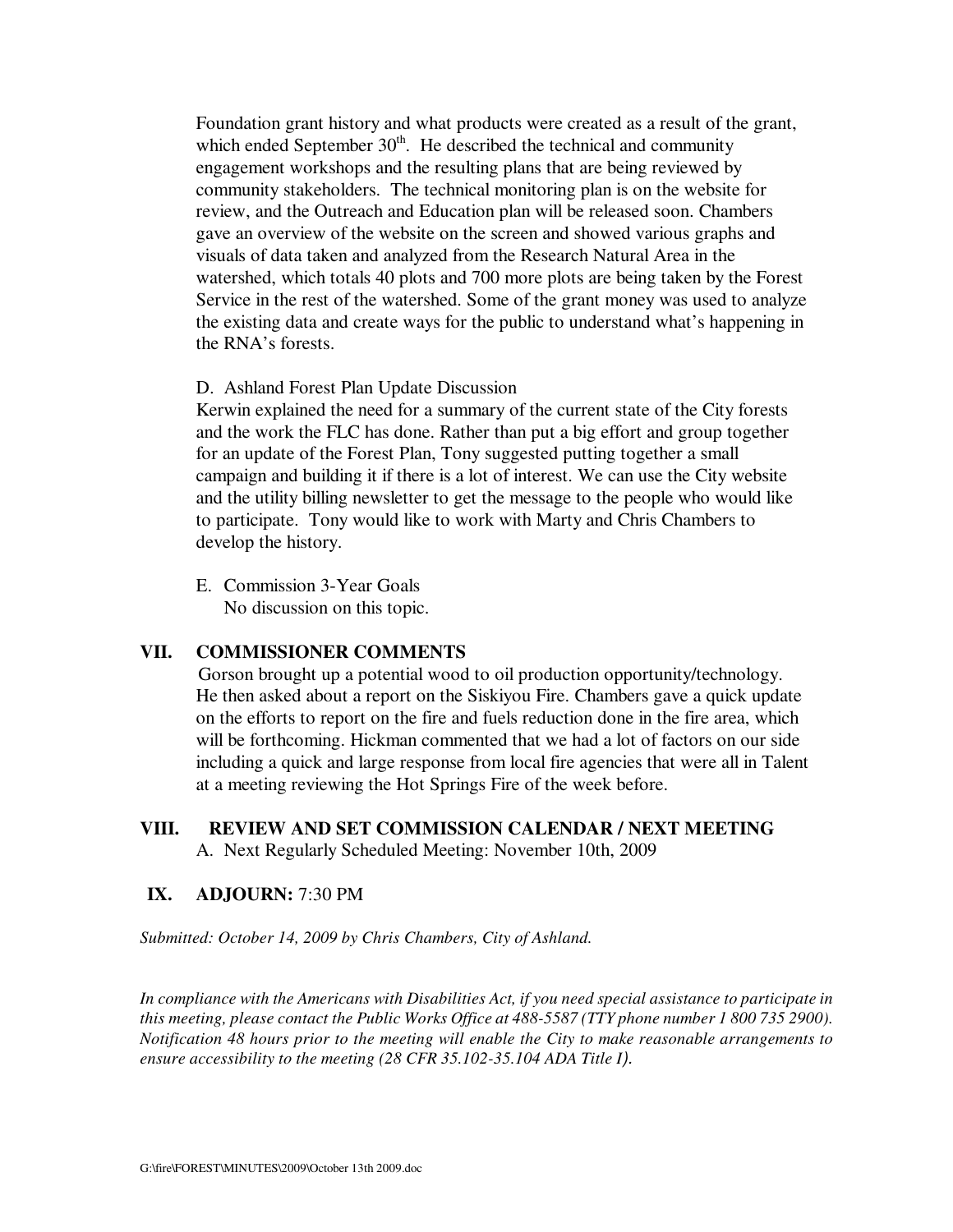Foundation grant history and what products were created as a result of the grant, which ended September 30th. He described the technical and community engagement workshops and the resulting plans that are being reviewed by community stakeholders. The technical monitoring plan is on the website for review, and the Outreach and Education plan will be released soon. Chambers gave an overview of the website on the screen and showed various graphs and visuals of data taken and analyzed from the Research Natural Area in the watershed, which totals 40 plots and 700 more plots are being taken by the Forest Service in the rest of the watershed. Some of the grant money was used to analyze the existing data and create ways for the public to understand what's happening in the RNA's forests.

D. Ashland Forest Plan Update Discussion

Kerwin explained the need for a summary of the current state of the City forests and the work the FLC has done. Rather than put a big effort and group together for an update of the Forest Plan, Tony suggested putting together a small campaign and building it if there is a lot of interest. We can use the City website and the utility billing newsletter to get the message to the people who would like to participate. Tony would like to work with Marty and Chris Chambers to develop the history.

E. Commission 3-Year Goals

No discussion on this topic.

## VII. COMMISSIONER COMMENTS

Gorson brought up a potential wood to oil production opportunity/technology. He then asked about a report on the Siskiyou Fire. Chambers gave a quick update on the efforts to report on the fire and fuels reduction done in the fire area, which will be forthcoming. Hickman commented that we had a lot of factors on our side including a quick and large response from local fire agencies that were all in Talent at a meeting reviewing the Hot Springs Fire of the week before.

## VIII. REVIEW AND SET COMMISSION CALENDAR / NEXT MEETING

A. Next Regularly Scheduled Meeting: November 10th, 2009

## IX. ADJOURN: 7:30 PM

*Submitted: October 14, 2009 by Chris Chambers, City of Ashland.*

*In compliance with the Americans with Disabilities Act, if you need special assistance to participate in this meeting, please contact the Public Works Office at 488-5587 (TTY phone number 1 800 735 2900). Notification 48 hours prior to the meeting will enable the City to make reasonable arrangements to ensure accessibility to the meeting (28 CFR 35.102-35.104 ADA Title I).*

G:\fire\FOREST\MINUTES\2009\October 13th 2009.doc